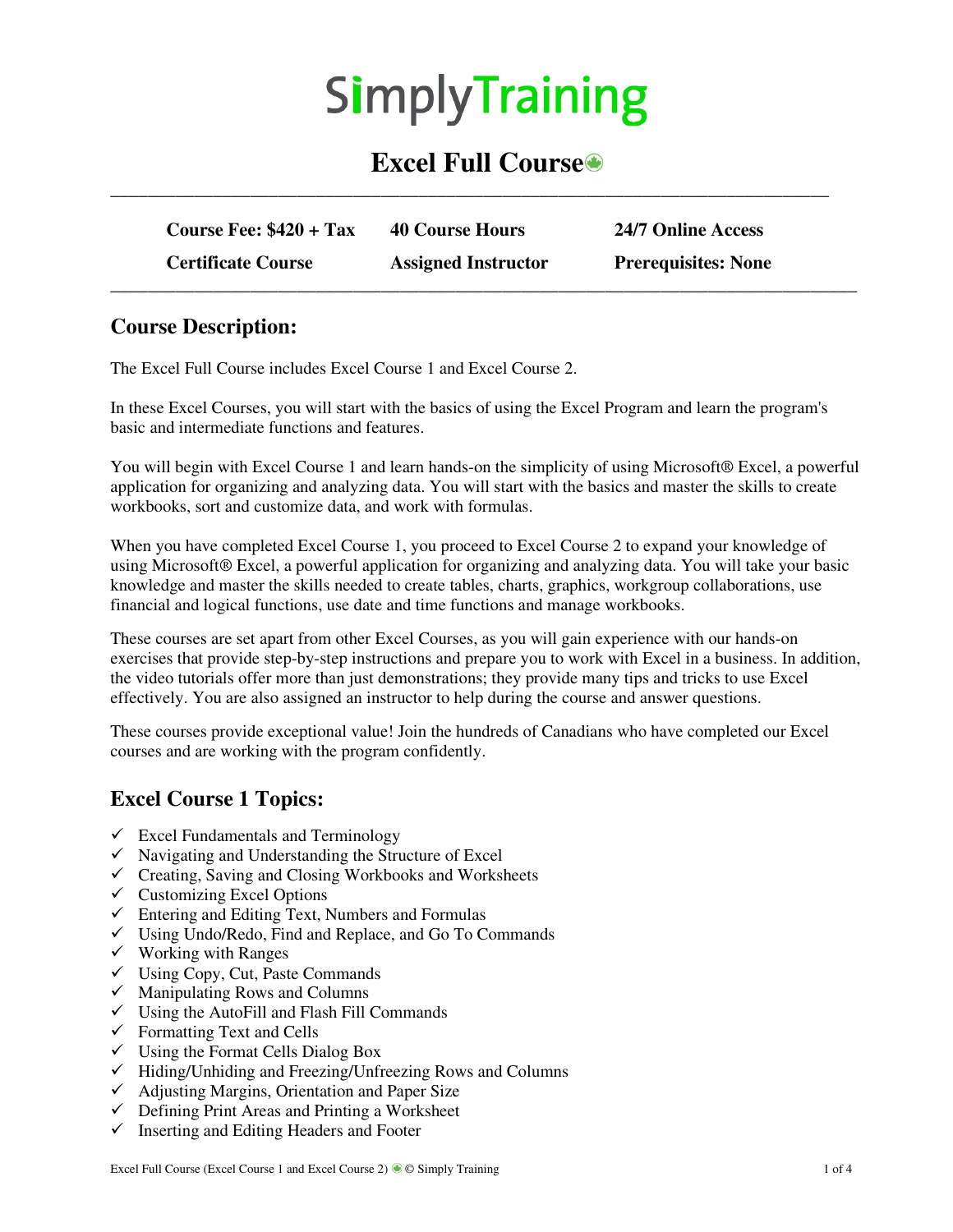# SimplyTraining

## Excel Full Course

| Course Fee: $420 + Tax | 40 Course Hours | 24/7 Online Access |
|---|---|---|
| Certificate Course | Assigned Instructor | Prerequisites: None |

## Course Description:

The Excel Full Course includes Excel Course 1 and Excel Course 2.

In these Excel Courses, you will start with the basics of using the Excel Program and learn the program's basic and intermediate functions and features.

You will begin with Excel Course 1 and learn hands-on the simplicity of using Microsoft® Excel, a powerful application for organizing and analyzing data. You will start with the basics and master the skills to create workbooks, sort and customize data, and work with formulas.

When you have completed Excel Course 1, you proceed to Excel Course 2 to expand your knowledge of using Microsoft® Excel, a powerful application for organizing and analyzing data. You will take your basic knowledge and master the skills needed to create tables, charts, graphics, workgroup collaborations, use financial and logical functions, use date and time functions and manage workbooks.

These courses are set apart from other Excel Courses, as you will gain experience with our hands-on exercises that provide step-by-step instructions and prepare you to work with Excel in a business. In addition, the video tutorials offer more than just demonstrations; they provide many tips and tricks to use Excel effectively. You are also assigned an instructor to help during the course and answer questions.

These courses provide exceptional value! Join the hundreds of Canadians who have completed our Excel courses and are working with the program confidently.

## Excel Course 1 Topics:

- ✓ Excel Fundamentals and Terminology
- ✓ Navigating and Understanding the Structure of Excel
- ✓ Creating, Saving and Closing Workbooks and Worksheets
- ✓ Customizing Excel Options
- ✓ Entering and Editing Text, Numbers and Formulas
- ✓ Using Undo/Redo, Find and Replace, and Go To Commands
- ✓ Working with Ranges
- ✓ Using Copy, Cut, Paste Commands
- ✓ Manipulating Rows and Columns
- ✓ Using the AutoFill and Flash Fill Commands
- ✓ Formatting Text and Cells
- ✓ Using the Format Cells Dialog Box
- ✓ Hiding/Unhiding and Freezing/Unfreezing Rows and Columns
- ✓ Adjusting Margins, Orientation and Paper Size
- ✓ Defining Print Areas and Printing a Worksheet
- ✓ Inserting and Editing Headers and Footer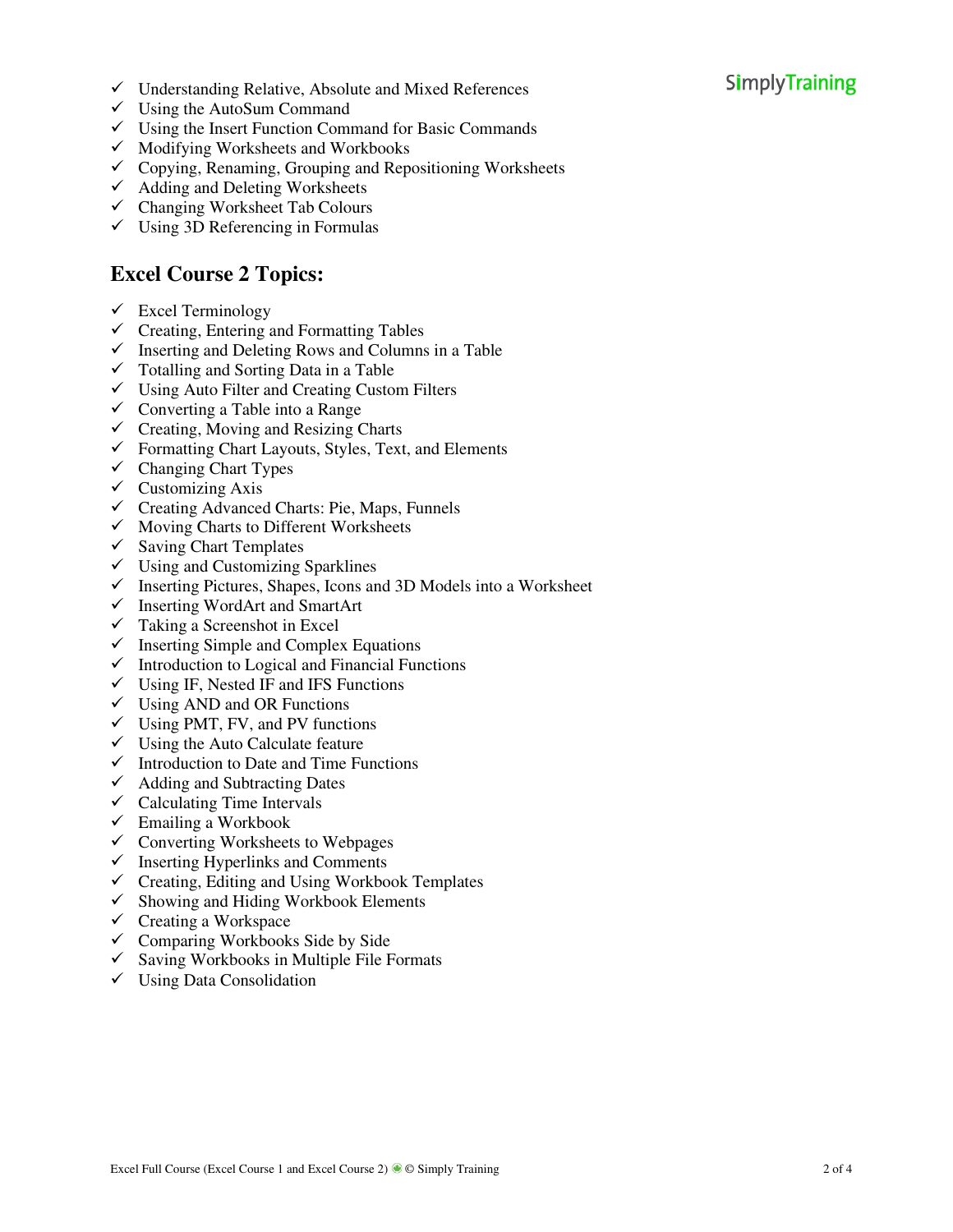- ✓ Understanding Relative, Absolute and Mixed References
- ✓ Using the AutoSum Command
- ✓ Using the Insert Function Command for Basic Commands
- ✓ Modifying Worksheets and Workbooks
- ✓ Copying, Renaming, Grouping and Repositioning Worksheets
- ✓ Adding and Deleting Worksheets
- ✓ Changing Worksheet Tab Colours
- ✓ Using 3D Referencing in Formulas

## Excel Course 2 Topics:

- ✓ Excel Terminology
- ✓ Creating, Entering and Formatting Tables
- ✓ Inserting and Deleting Rows and Columns in a Table
- ✓ Totalling and Sorting Data in a Table
- ✓ Using Auto Filter and Creating Custom Filters
- ✓ Converting a Table into a Range
- ✓ Creating, Moving and Resizing Charts
- ✓ Formatting Chart Layouts, Styles, Text, and Elements
- ✓ Changing Chart Types
- ✓ Customizing Axis
- ✓ Creating Advanced Charts: Pie, Maps, Funnels
- ✓ Moving Charts to Different Worksheets
- ✓ Saving Chart Templates
- ✓ Using and Customizing Sparklines
- ✓ Inserting Pictures, Shapes, Icons and 3D Models into a Worksheet
- ✓ Inserting WordArt and SmartArt
- ✓ Taking a Screenshot in Excel
- ✓ Inserting Simple and Complex Equations
- ✓ Introduction to Logical and Financial Functions
- ✓ Using IF, Nested IF and IFS Functions
- ✓ Using AND and OR Functions
- ✓ Using PMT, FV, and PV functions
- ✓ Using the Auto Calculate feature
- ✓ Introduction to Date and Time Functions
- ✓ Adding and Subtracting Dates
- ✓ Calculating Time Intervals
- ✓ Emailing a Workbook
- ✓ Converting Worksheets to Webpages
- ✓ Inserting Hyperlinks and Comments
- ✓ Creating, Editing and Using Workbook Templates
- ✓ Showing and Hiding Workbook Elements
- ✓ Creating a Workspace
- ✓ Comparing Workbooks Side by Side
- ✓ Saving Workbooks in Multiple File Formats
- ✓ Using Data Consolidation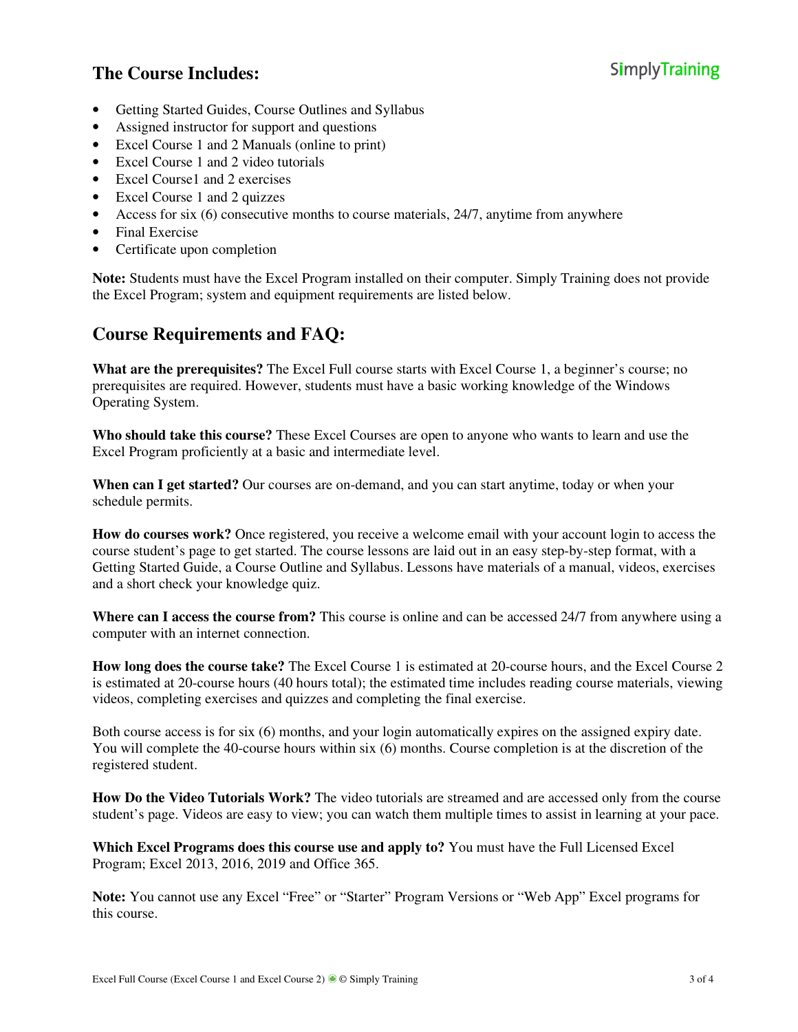## The Course Includes:

- Getting Started Guides, Course Outlines and Syllabus
- Assigned instructor for support and questions
- Excel Course 1 and 2 Manuals (online to print)
- Excel Course 1 and 2 video tutorials
- Excel Course1 and 2 exercises
- Excel Course 1 and 2 quizzes
- Access for six (6) consecutive months to course materials, 24/7, anytime from anywhere
- Final Exercise
- Certificate upon completion

**Note:** Students must have the Excel Program installed on their computer. Simply Training does not provide the Excel Program; system and equipment requirements are listed below.

## Course Requirements and FAQ:

**What are the prerequisites?** The Excel Full course starts with Excel Course 1, a beginner's course; no prerequisites are required. However, students must have a basic working knowledge of the Windows Operating System.

**Who should take this course?** These Excel Courses are open to anyone who wants to learn and use the Excel Program proficiently at a basic and intermediate level.

**When can I get started?** Our courses are on-demand, and you can start anytime, today or when your schedule permits.

**How do courses work?** Once registered, you receive a welcome email with your account login to access the course student's page to get started. The course lessons are laid out in an easy step-by-step format, with a Getting Started Guide, a Course Outline and Syllabus. Lessons have materials of a manual, videos, exercises and a short check your knowledge quiz.

**Where can I access the course from?** This course is online and can be accessed 24/7 from anywhere using a computer with an internet connection.

**How long does the course take?** The Excel Course 1 is estimated at 20-course hours, and the Excel Course 2 is estimated at 20-course hours (40 hours total); the estimated time includes reading course materials, viewing videos, completing exercises and quizzes and completing the final exercise.

Both course access is for six (6) months, and your login automatically expires on the assigned expiry date. You will complete the 40-course hours within six (6) months. Course completion is at the discretion of the registered student.

**How Do the Video Tutorials Work?** The video tutorials are streamed and are accessed only from the course student's page. Videos are easy to view; you can watch them multiple times to assist in learning at your pace.

**Which Excel Programs does this course use and apply to?** You must have the Full Licensed Excel Program; Excel 2013, 2016, 2019 and Office 365.

**Note:** You cannot use any Excel "Free" or "Starter" Program Versions or "Web App" Excel programs for this course.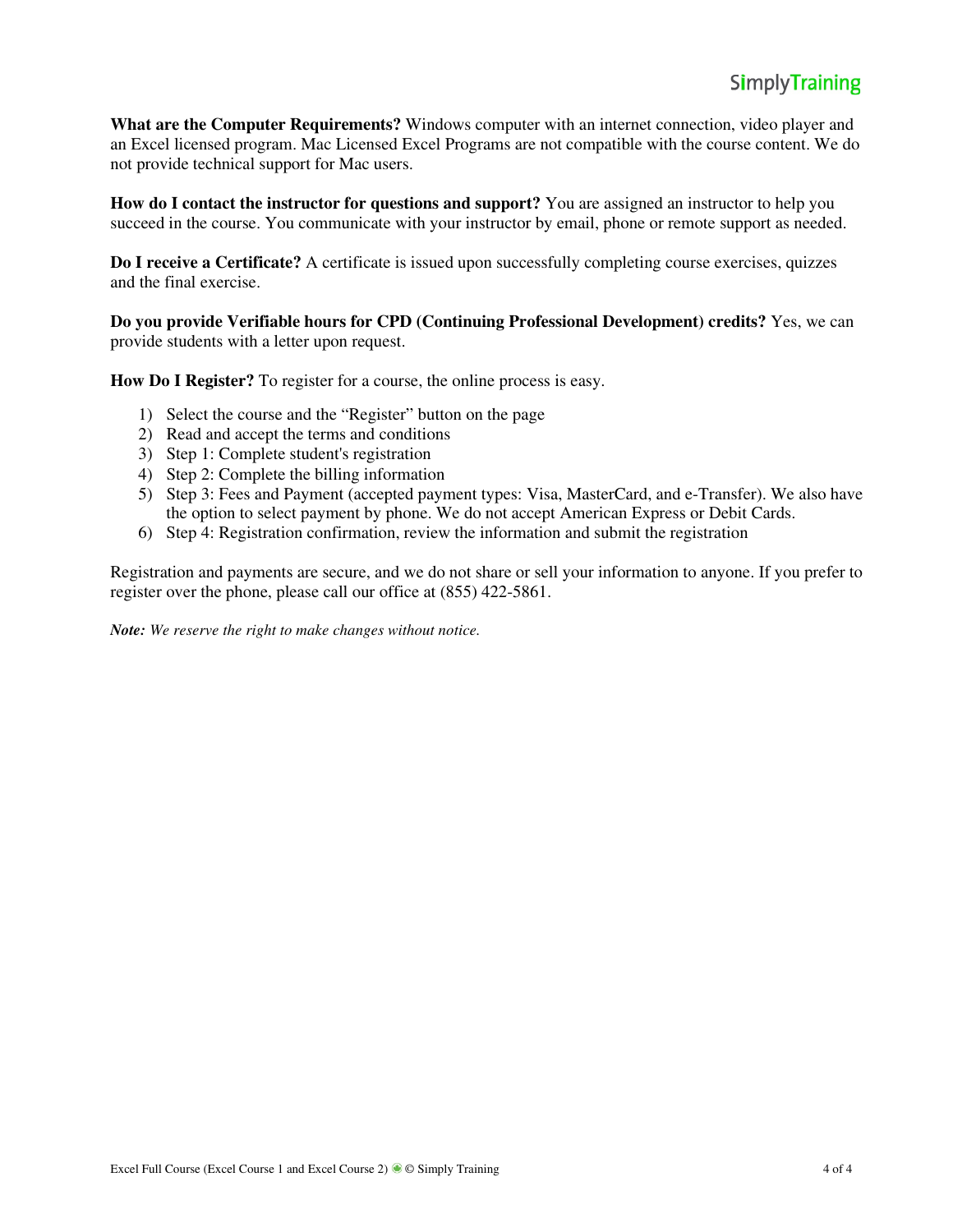**What are the Computer Requirements?** Windows computer with an internet connection, video player and an Excel licensed program. Mac Licensed Excel Programs are not compatible with the course content. We do not provide technical support for Mac users.

**How do I contact the instructor for questions and support?** You are assigned an instructor to help you succeed in the course. You communicate with your instructor by email, phone or remote support as needed.

**Do I receive a Certificate?** A certificate is issued upon successfully completing course exercises, quizzes and the final exercise.

**Do you provide Verifiable hours for CPD (Continuing Professional Development) credits?** Yes, we can provide students with a letter upon request.

**How Do I Register?** To register for a course, the online process is easy.

1) Select the course and the "Register" button on the page
2) Read and accept the terms and conditions
3) Step 1: Complete student's registration
4) Step 2: Complete the billing information
5) Step 3: Fees and Payment (accepted payment types: Visa, MasterCard, and e-Transfer). We also have the option to select payment by phone. We do not accept American Express or Debit Cards.
6) Step 4: Registration confirmation, review the information and submit the registration

Registration and payments are secure, and we do not share or sell your information to anyone. If you prefer to register over the phone, please call our office at (855) 422-5861.

***Note:*** *We reserve the right to make changes without notice.*